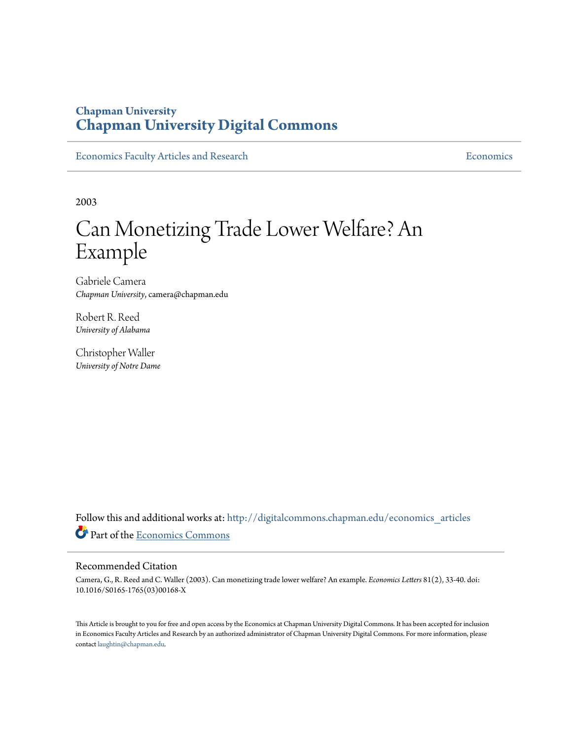Chapman University
# Chapman University Digital Commons

Economics Faculty Articles and Research | Economics

2003

# Can Monetizing Trade Lower Welfare? An Example

Gabriele Camera
*Chapman University*, camera@chapman.edu

Robert R. Reed
*University of Alabama*

Christopher Waller
*University of Notre Dame*

Follow this and additional works at: http://digitalcommons.chapman.edu/economics_articles

Part of the Economics Commons

## Recommended Citation

Camera, G., R. Reed and C. Waller (2003). Can monetizing trade lower welfare? An example. *Economics Letters* 81(2), 33-40. doi: 10.1016/S0165-1765(03)00168-X

This Article is brought to you for free and open access by the Economics at Chapman University Digital Commons. It has been accepted for inclusion in Economics Faculty Articles and Research by an authorized administrator of Chapman University Digital Commons. For more information, please contact laughtin@chapman.edu.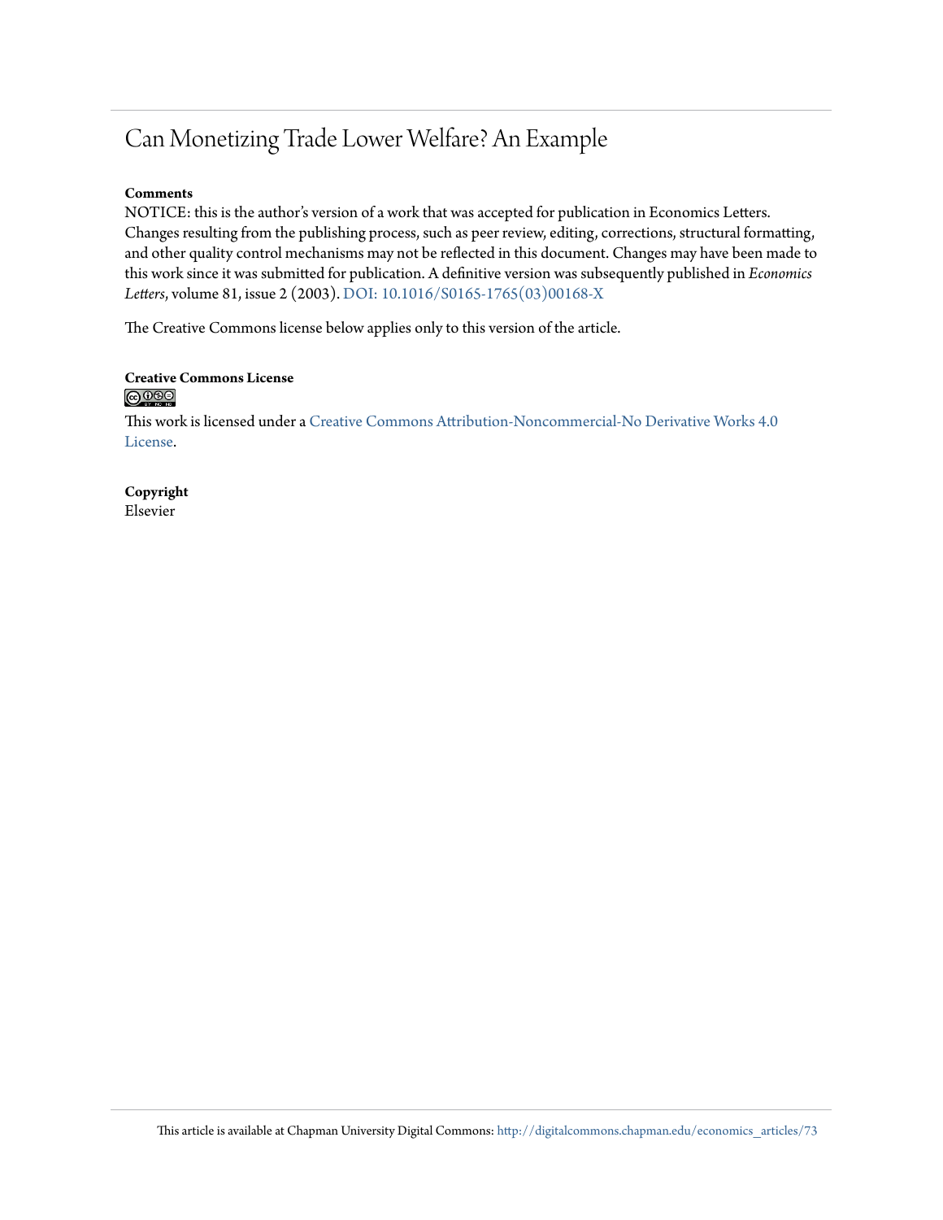# Can Monetizing Trade Lower Welfare? An Example

**Comments**

NOTICE: this is the author's version of a work that was accepted for publication in Economics Letters. Changes resulting from the publishing process, such as peer review, editing, corrections, structural formatting, and other quality control mechanisms may not be reflected in this document. Changes may have been made to this work since it was submitted for publication. A definitive version was subsequently published in *Economics Letters*, volume 81, issue 2 (2003). DOI: 10.1016/S0165-1765(03)00168-X

The Creative Commons license below applies only to this version of the article.

**Creative Commons License**

This work is licensed under a Creative Commons Attribution-Noncommercial-No Derivative Works 4.0 License.

**Copyright**

Elsevier

This article is available at Chapman University Digital Commons: http://digitalcommons.chapman.edu/economics_articles/73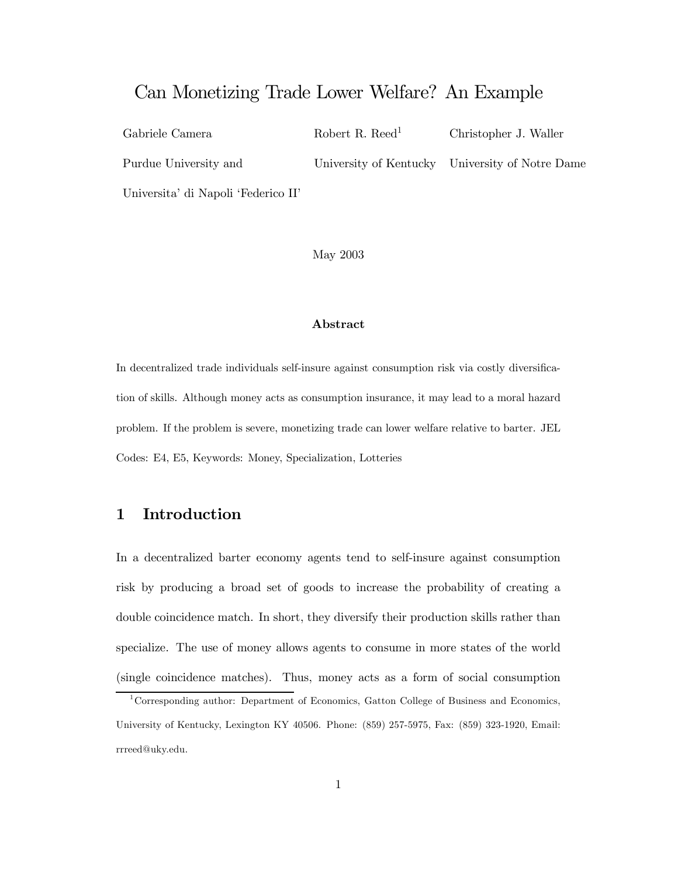# Can Monetizing Trade Lower Welfare? An Example

Gabriele Camera
Purdue University and
Universita' di Napoli 'Federico II'

Robert R. Reed[1]
University of Kentucky

Christopher J. Waller
University of Notre Dame

May 2003

**Abstract**

In decentralized trade individuals self-insure against consumption risk via costly diversification of skills. Although money acts as consumption insurance, it may lead to a moral hazard problem. If the problem is severe, monetizing trade can lower welfare relative to barter. JEL Codes: E4, E5, Keywords: Money, Specialization, Lotteries

## 1 Introduction

In a decentralized barter economy agents tend to self-insure against consumption risk by producing a broad set of goods to increase the probability of creating a double coincidence match. In short, they diversify their production skills rather than specialize. The use of money allows agents to consume in more states of the world (single coincidence matches). Thus, money acts as a form of social consumption

[1] Corresponding author: Department of Economics, Gatton College of Business and Economics, University of Kentucky, Lexington KY 40506. Phone: (859) 257-5975, Fax: (859) 323-1920, Email: rrreed@uky.edu.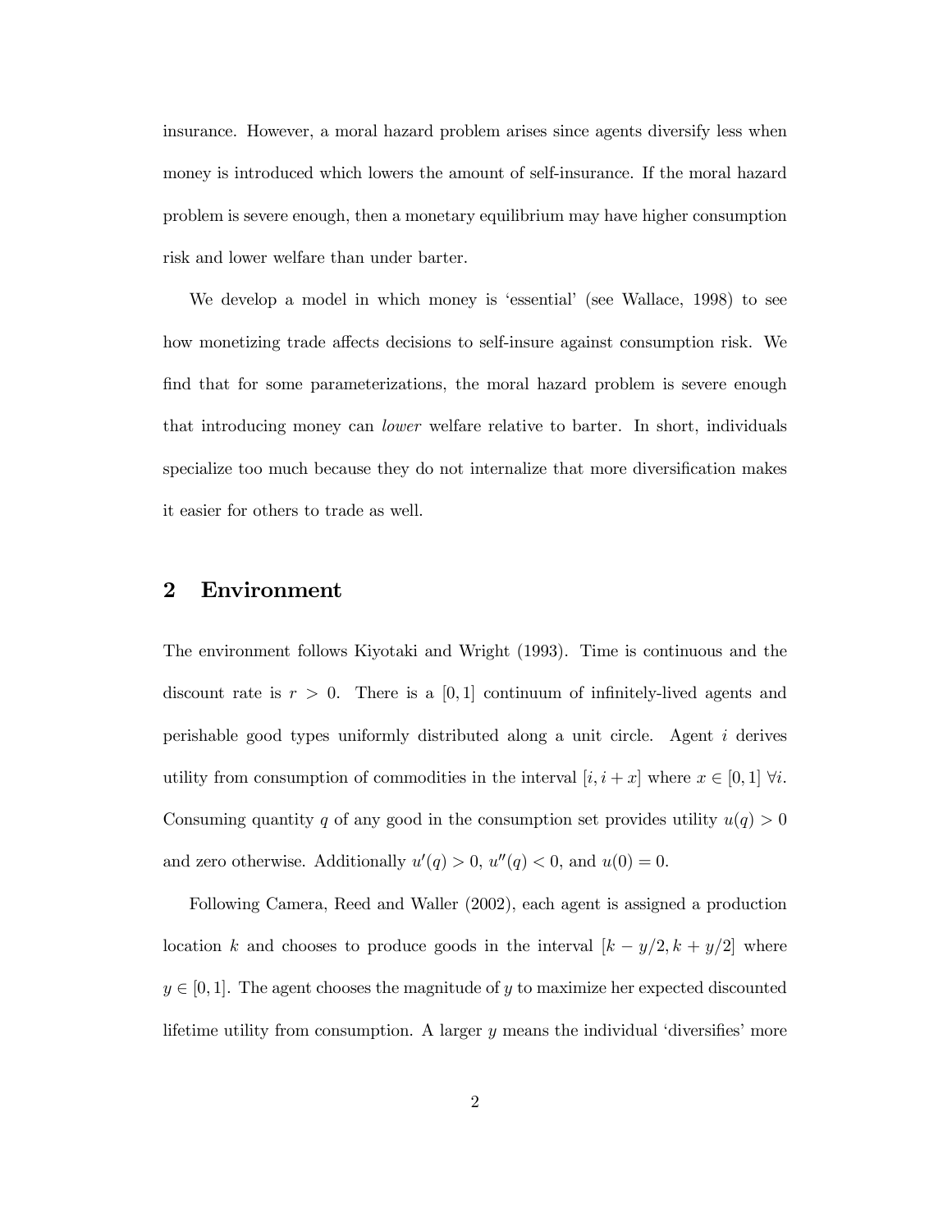insurance. However, a moral hazard problem arises since agents diversify less when money is introduced which lowers the amount of self-insurance. If the moral hazard problem is severe enough, then a monetary equilibrium may have higher consumption risk and lower welfare than under barter.

We develop a model in which money is 'essential' (see Wallace, 1998) to see how monetizing trade affects decisions to self-insure against consumption risk. We find that for some parameterizations, the moral hazard problem is severe enough that introducing money can *lower* welfare relative to barter. In short, individuals specialize too much because they do not internalize that more diversification makes it easier for others to trade as well.

## 2 Environment

The environment follows Kiyotaki and Wright (1993). Time is continuous and the discount rate is $r > 0$. There is a $[0, 1]$ continuum of infinitely-lived agents and perishable good types uniformly distributed along a unit circle. Agent $i$ derives utility from consumption of commodities in the interval $[i, i + x]$ where $x \in [0, 1]$ $\forall i$. Consuming quantity $q$ of any good in the consumption set provides utility $u(q) > 0$ and zero otherwise. Additionally $u'(q) > 0$, $u''(q) < 0$, and $u(0) = 0$.

Following Camera, Reed and Waller (2002), each agent is assigned a production location $k$ and chooses to produce goods in the interval $[k - y/2, k + y/2]$ where $y \in [0, 1]$. The agent chooses the magnitude of $y$ to maximize her expected discounted lifetime utility from consumption. A larger $y$ means the individual 'diversifies' more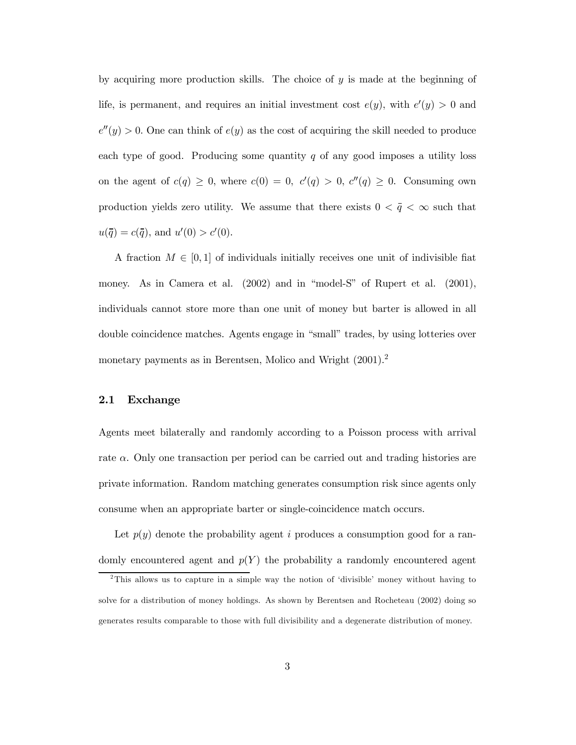by acquiring more production skills. The choice of $y$ is made at the beginning of life, is permanent, and requires an initial investment cost $e(y)$, with $e'(y) > 0$ and $e''(y) > 0$. One can think of $e(y)$ as the cost of acquiring the skill needed to produce each type of good. Producing some quantity $q$ of any good imposes a utility loss on the agent of $c(q) \geq 0$, where $c(0) = 0$, $c'(q) > 0$, $c''(q) \geq 0$. Consuming own production yields zero utility. We assume that there exists $0 < \bar{q} < \infty$ such that $u(\bar{q}) = c(\bar{q})$, and $u'(0) > c'(0)$.

A fraction $M \in [0, 1]$ of individuals initially receives one unit of indivisible fiat money. As in Camera et al. (2002) and in "model-S" of Rupert et al. (2001), individuals cannot store more than one unit of money but barter is allowed in all double coincidence matches. Agents engage in "small" trades, by using lotteries over monetary payments as in Berentsen, Molico and Wright (2001).[2]

### 2.1 Exchange

Agents meet bilaterally and randomly according to a Poisson process with arrival rate $\alpha$. Only one transaction per period can be carried out and trading histories are private information. Random matching generates consumption risk since agents only consume when an appropriate barter or single-coincidence match occurs.

Let $p(y)$ denote the probability agent $i$ produces a consumption good for a randomly encountered agent and $p(Y)$ the probability a randomly encountered agent

[2] This allows us to capture in a simple way the notion of 'divisible' money without having to solve for a distribution of money holdings. As shown by Berentsen and Rocheteau (2002) doing so generates results comparable to those with full divisibility and a degenerate distribution of money.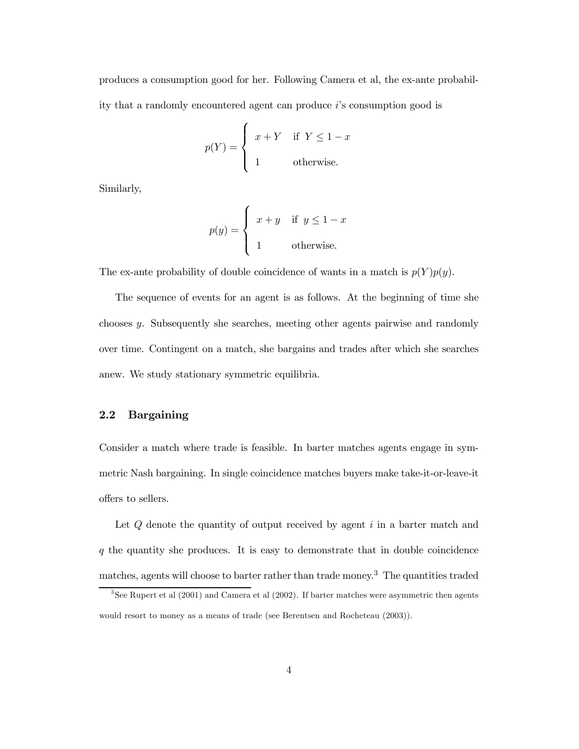produces a consumption good for her. Following Camera et al, the ex-ante probability that a randomly encountered agent can produce $i$'s consumption good is

$$p(Y) = \begin{cases} x + Y & \text{if } Y \leq 1 - x \\ 1 & \text{otherwise.} \end{cases}$$

Similarly,

$$p(y) = \begin{cases} x + y & \text{if } y \leq 1 - x \\ 1 & \text{otherwise.} \end{cases}$$

The ex-ante probability of double coincidence of wants in a match is $p(Y)p(y)$.

The sequence of events for an agent is as follows. At the beginning of time she chooses $y$. Subsequently she searches, meeting other agents pairwise and randomly over time. Contingent on a match, she bargains and trades after which she searches anew. We study stationary symmetric equilibria.

## 2.2 Bargaining

Consider a match where trade is feasible. In barter matches agents engage in symmetric Nash bargaining. In single coincidence matches buyers make take-it-or-leave-it offers to sellers.

Let $Q$ denote the quantity of output received by agent $i$ in a barter match and $q$ the quantity she produces. It is easy to demonstrate that in double coincidence matches, agents will choose to barter rather than trade money.[3] The quantities traded

[3] See Rupert et al (2001) and Camera et al (2002). If barter matches were asymmetric then agents would resort to money as a means of trade (see Berentsen and Rocheteau (2003)).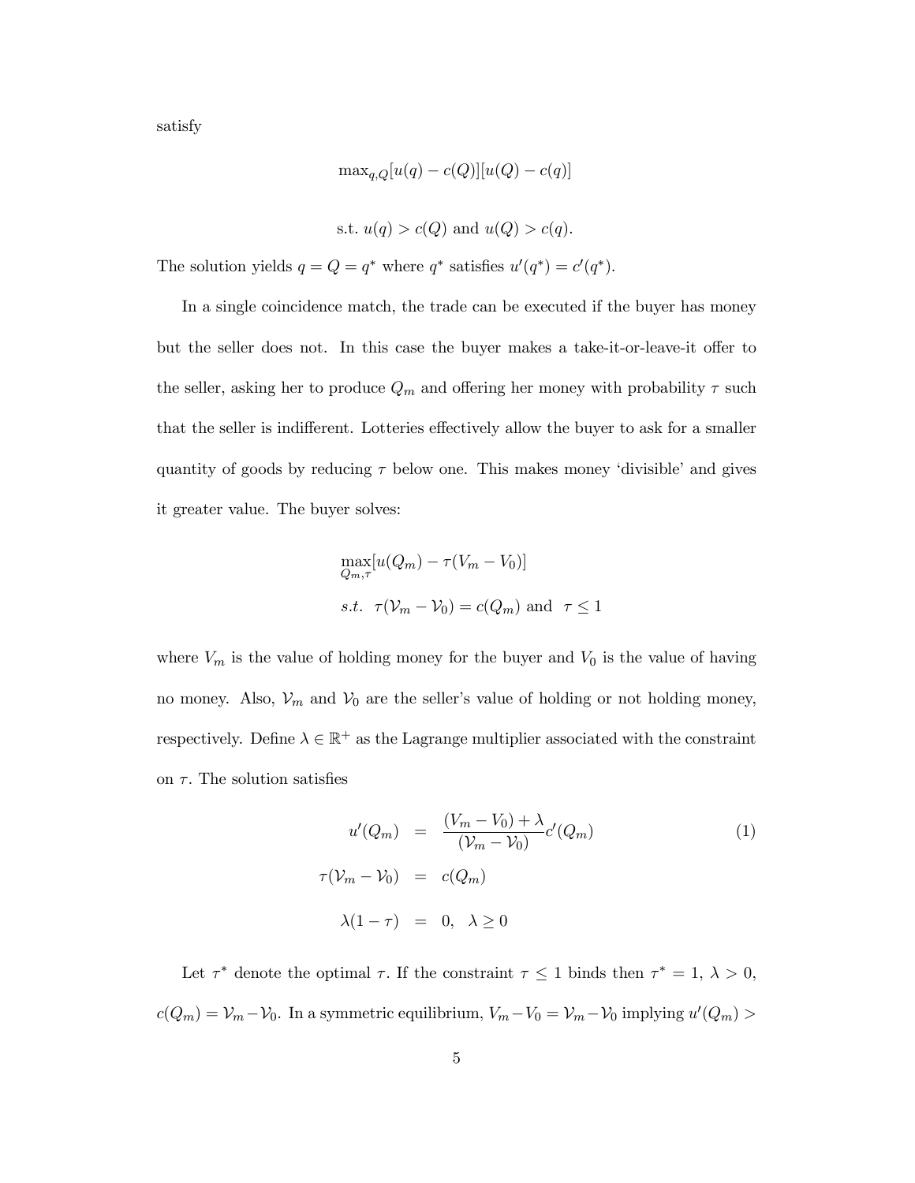satisfy

$$\max_{q,Q}[u(q) - c(Q)][u(Q) - c(q)]$$

$$\text{s.t. } u(q) > c(Q) \text{ and } u(Q) > c(q).$$

The solution yields $q = Q = q^*$ where $q^*$ satisfies $u'(q^*) = c'(q^*)$.

In a single coincidence match, the trade can be executed if the buyer has money but the seller does not. In this case the buyer makes a take-it-or-leave-it offer to the seller, asking her to produce $Q_m$ and offering her money with probability $\tau$ such that the seller is indifferent. Lotteries effectively allow the buyer to ask for a smaller quantity of goods by reducing $\tau$ below one. This makes money 'divisible' and gives it greater value. The buyer solves:

$$\max_{Q_m,\tau}[u(Q_m) - \tau(V_m - V_0)]$$

$$s.t.\;\; \tau(\mathcal{V}_m - \mathcal{V}_0) = c(Q_m) \text{ and } \;\tau \leq 1$$

where $V_m$ is the value of holding money for the buyer and $V_0$ is the value of having no money. Also, $\mathcal{V}_m$ and $\mathcal{V}_0$ are the seller's value of holding or not holding money, respectively. Define $\lambda \in \mathbb{R}^+$ as the Lagrange multiplier associated with the constraint on $\tau$. The solution satisfies

$$\begin{aligned} u'(Q_m) &= \frac{(V_m - V_0) + \lambda}{(\mathcal{V}_m - \mathcal{V}_0)} c'(Q_m) \qquad (1) \\ \tau(\mathcal{V}_m - \mathcal{V}_0) &= c(Q_m) \\ \lambda(1 - \tau) &= 0, \;\; \lambda \geq 0 \end{aligned}$$

Let $\tau^*$ denote the optimal $\tau$. If the constraint $\tau \leq 1$ binds then $\tau^* = 1$, $\lambda > 0$, $c(Q_m) = \mathcal{V}_m - \mathcal{V}_0$. In a symmetric equilibrium, $V_m - V_0 = \mathcal{V}_m - \mathcal{V}_0$ implying $u'(Q_m) >$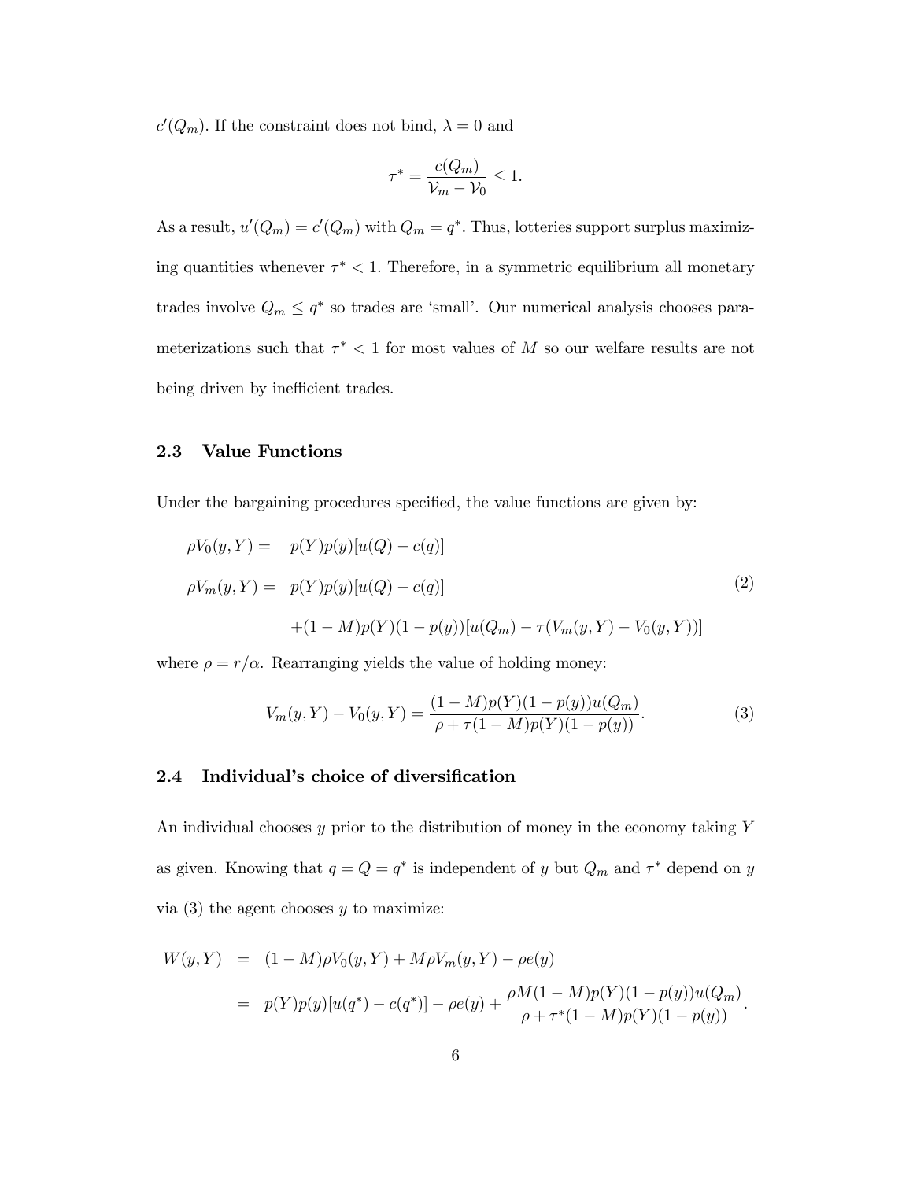$c'(Q_m)$. If the constraint does not bind, $\lambda = 0$ and

$$\tau^* = \frac{c(Q_m)}{\mathcal{V}_m - \mathcal{V}_0} \leq 1.$$

As a result, $u'(Q_m) = c'(Q_m)$ with $Q_m = q^*$. Thus, lotteries support surplus maximizing quantities whenever $\tau^* < 1$. Therefore, in a symmetric equilibrium all monetary trades involve $Q_m \leq q^*$ so trades are 'small'. Our numerical analysis chooses parameterizations such that $\tau^* < 1$ for most values of $M$ so our welfare results are not being driven by inefficient trades.

### 2.3 Value Functions

Under the bargaining procedures specified, the value functions are given by:

$$\begin{aligned}
\rho V_0(y,Y) = &\quad p(Y)p(y)[u(Q) - c(q)] \\
\rho V_m(y,Y) = &\quad p(Y)p(y)[u(Q) - c(q)] \\
&\quad + (1-M)p(Y)(1-p(y))[u(Q_m) - \tau(V_m(y,Y) - V_0(y,Y))]
\end{aligned} \tag{2}$$

where $\rho = r/\alpha$. Rearranging yields the value of holding money:

$$V_m(y,Y) - V_0(y,Y) = \frac{(1-M)p(Y)(1-p(y))u(Q_m)}{\rho + \tau(1-M)p(Y)(1-p(y))}. \tag{3}$$

### 2.4 Individual's choice of diversification

An individual chooses $y$ prior to the distribution of money in the economy taking $Y$ as given. Knowing that $q = Q = q^*$ is independent of $y$ but $Q_m$ and $\tau^*$ depend on $y$ via (3) the agent chooses $y$ to maximize:

$$\begin{aligned}
W(y,Y) &= (1-M)\rho V_0(y,Y) + M\rho V_m(y,Y) - \rho e(y) \\
&= p(Y)p(y)[u(q^*) - c(q^*)] - \rho e(y) + \frac{\rho M(1-M)p(Y)(1-p(y))u(Q_m)}{\rho + \tau^*(1-M)p(Y)(1-p(y))}.
\end{aligned}$$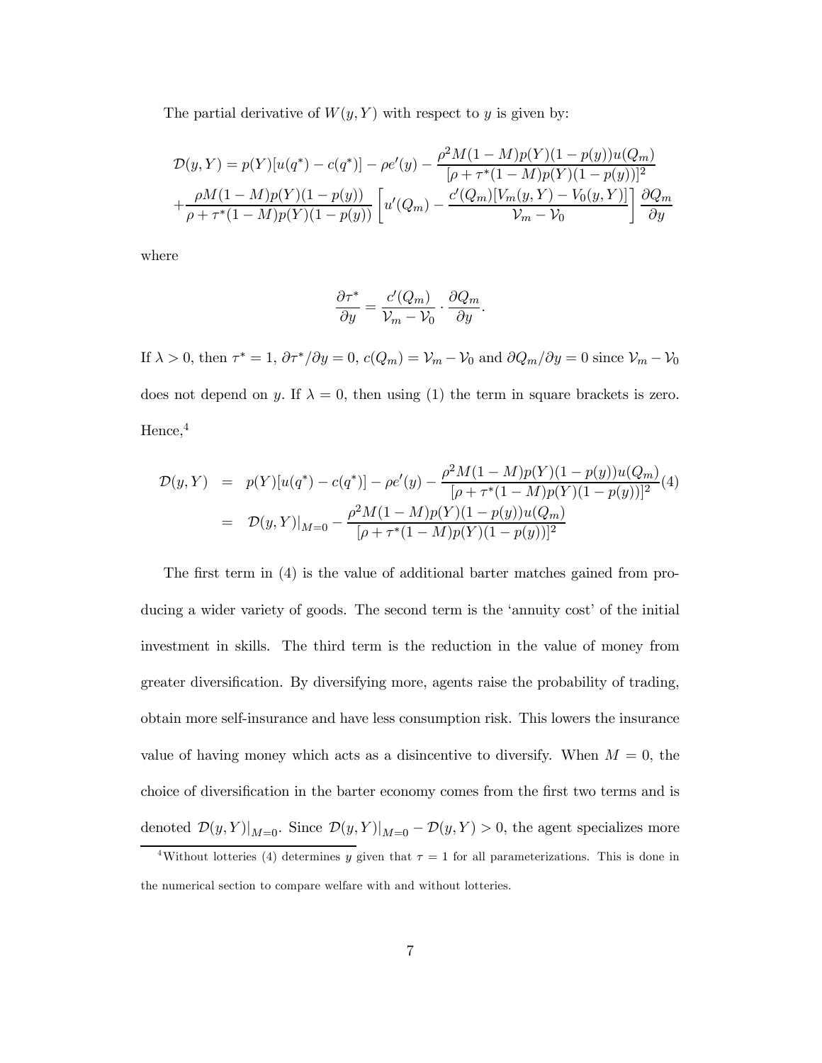The partial derivative of $W(y, Y)$ with respect to $y$ is given by:

$$\mathcal{D}(y,Y) = p(Y)[u(q^*) - c(q^*)] - \rho e'(y) - \frac{\rho^2 M(1-M)p(Y)(1-p(y))u(Q_m)}{[\rho + \tau^*(1-M)p(Y)(1-p(y))]^2}$$
$$+ \frac{\rho M(1-M)p(Y)(1-p(y))}{\rho + \tau^*(1-M)p(Y)(1-p(y))}\left[u'(Q_m) - \frac{c'(Q_m)[V_m(y,Y) - V_0(y,Y)]}{\mathcal{V}_m - \mathcal{V}_0}\right]\frac{\partial Q_m}{\partial y}$$

where

$$\frac{\partial \tau^*}{\partial y} = \frac{c'(Q_m)}{\mathcal{V}_m - \mathcal{V}_0} \cdot \frac{\partial Q_m}{\partial y}.$$

If $\lambda > 0$, then $\tau^* = 1$, $\partial \tau^*/\partial y = 0$, $c(Q_m) = \mathcal{V}_m - \mathcal{V}_0$ and $\partial Q_m/\partial y = 0$ since $\mathcal{V}_m - \mathcal{V}_0$ does not depend on $y$. If $\lambda = 0$, then using (1) the term in square brackets is zero. Hence,[4]

$$\begin{aligned}
\mathcal{D}(y,Y) &= p(Y)[u(q^*) - c(q^*)] - \rho e'(y) - \frac{\rho^2 M(1-M)p(Y)(1-p(y))u(Q_m)}{[\rho + \tau^*(1-M)p(Y)(1-p(y))]^2} \qquad (4) \\
&= \mathcal{D}(y,Y)|_{M=0} - \frac{\rho^2 M(1-M)p(Y)(1-p(y))u(Q_m)}{[\rho + \tau^*(1-M)p(Y)(1-p(y))]^2}
\end{aligned}$$

The first term in (4) is the value of additional barter matches gained from producing a wider variety of goods. The second term is the 'annuity cost' of the initial investment in skills. The third term is the reduction in the value of money from greater diversification. By diversifying more, agents raise the probability of trading, obtain more self-insurance and have less consumption risk. This lowers the insurance value of having money which acts as a disincentive to diversify. When $M = 0$, the choice of diversification in the barter economy comes from the first two terms and is denoted $\mathcal{D}(y,Y)|_{M=0}$. Since $\mathcal{D}(y,Y)|_{M=0} - \mathcal{D}(y,Y) > 0$, the agent specializes more

[4] Without lotteries (4) determines $y$ given that $\tau = 1$ for all parameterizations. This is done in the numerical section to compare welfare with and without lotteries.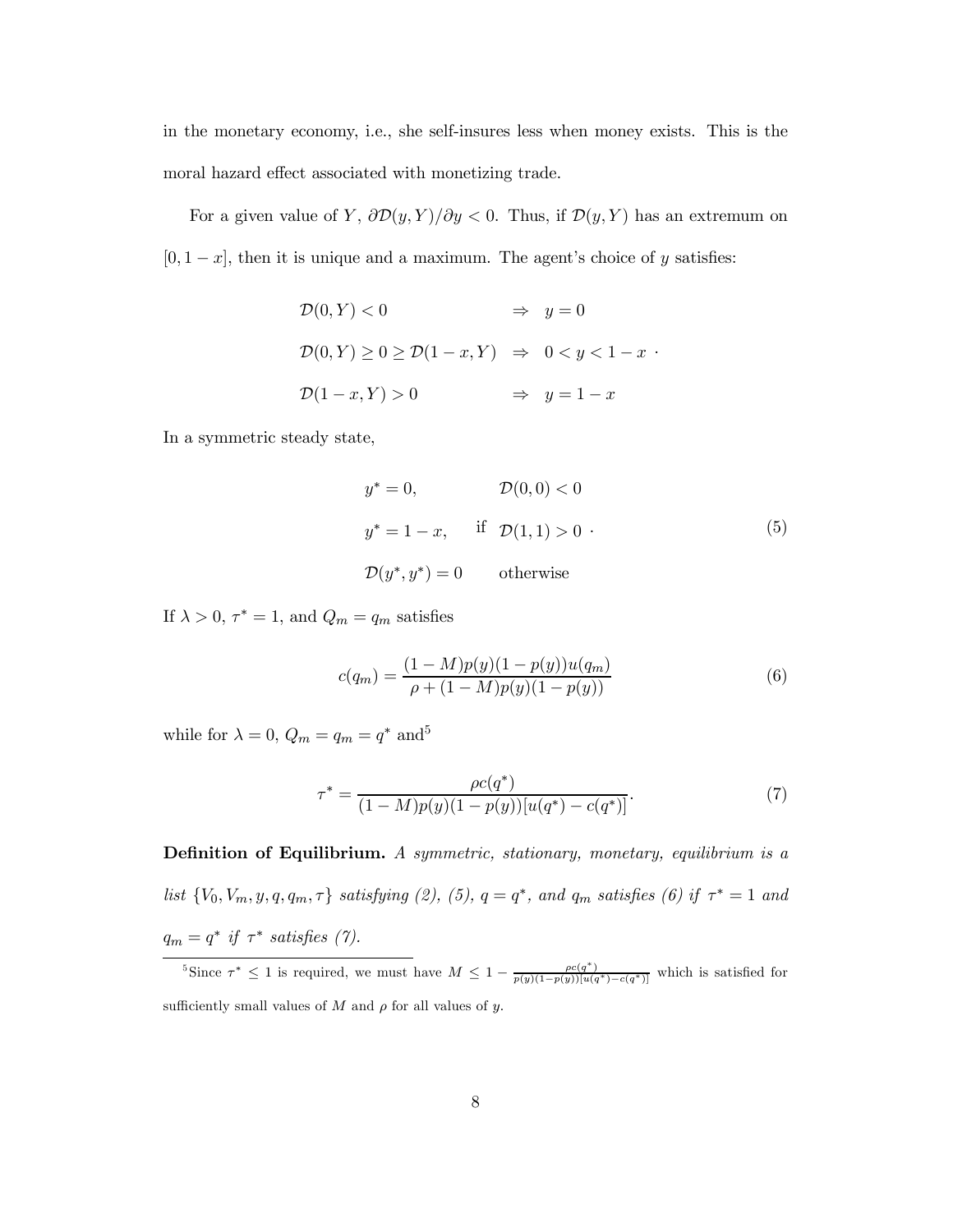in the monetary economy, i.e., she self-insures less when money exists. This is the moral hazard effect associated with monetizing trade.

For a given value of $Y$, $\partial \mathcal{D}(y, Y)/\partial y < 0$. Thus, if $\mathcal{D}(y, Y)$ has an extremum on $[0, 1-x]$, then it is unique and a maximum. The agent's choice of $y$ satisfies:

$$
\begin{array}{ll}
\mathcal{D}(0, Y) < 0 & \Rightarrow \quad y = 0 \\
\mathcal{D}(0, Y) \geq 0 \geq \mathcal{D}(1-x, Y) & \Rightarrow \quad 0 < y < 1-x \ \cdot \\
\mathcal{D}(1-x, Y) > 0 & \Rightarrow \quad y = 1-x
\end{array}
$$

In a symmetric steady state,

$$
\begin{array}{lll}
y^* = 0, & & \mathcal{D}(0, 0) < 0 \\
y^* = 1-x, & \text{if} & \mathcal{D}(1, 1) > 0 \ \cdot \\
\mathcal{D}(y^*, y^*) = 0 & & \text{otherwise}
\end{array} \tag{5}
$$

If $\lambda > 0$, $\tau^* = 1$, and $Q_m = q_m$ satisfies

$$
c(q_m) = \frac{(1-M)p(y)(1-p(y))u(q_m)}{\rho + (1-M)p(y)(1-p(y))} \tag{6}
$$

while for $\lambda = 0$, $Q_m = q_m = q^*$ and[5]

$$
\tau^* = \frac{\rho c(q^*)}{(1-M)p(y)(1-p(y))[u(q^*) - c(q^*)]}. \tag{7}
$$

**Definition of Equilibrium.** *A symmetric, stationary, monetary, equilibrium is a list* $\{V_0, V_m, y, q, q_m, \tau\}$ *satisfying (2), (5),* $q = q^*$*, and* $q_m$ *satisfies (6) if* $\tau^* = 1$ *and* $q_m = q^*$ *if* $\tau^*$ *satisfies (7).*

[5] Since $\tau^* \leq 1$ is required, we must have $M \leq 1 - \frac{\rho c(q^*)}{p(y)(1-p(y))[u(q^*) - c(q^*)]}$ which is satisfied for sufficiently small values of $M$ and $\rho$ for all values of $y$.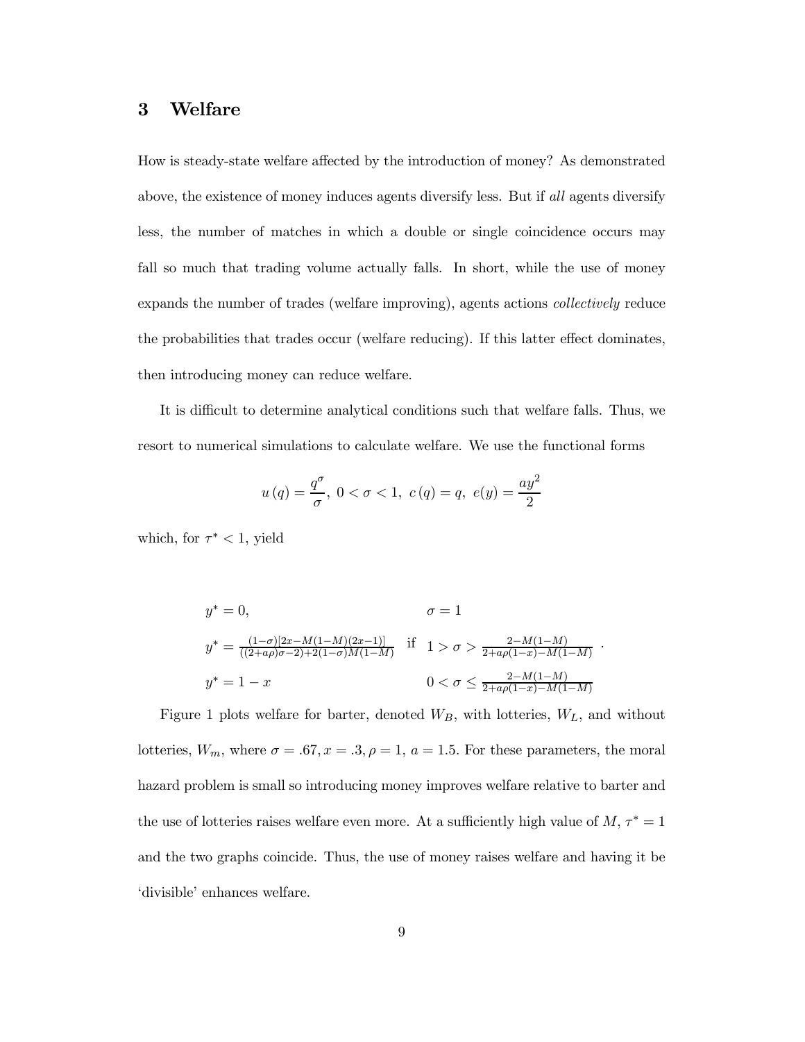## 3 Welfare

How is steady-state welfare affected by the introduction of money? As demonstrated above, the existence of money induces agents diversify less. But if *all* agents diversify less, the number of matches in which a double or single coincidence occurs may fall so much that trading volume actually falls. In short, while the use of money expands the number of trades (welfare improving), agents actions *collectively* reduce the probabilities that trades occur (welfare reducing). If this latter effect dominates, then introducing money can reduce welfare.

It is difficult to determine analytical conditions such that welfare falls. Thus, we resort to numerical simulations to calculate welfare. We use the functional forms

$$u(q) = \frac{q^{\sigma}}{\sigma},\ 0 < \sigma < 1,\ c(q) = q,\ e(y) = \frac{ay^2}{2}$$

which, for $\tau^* < 1$, yield

$$\begin{array}{lll} y^* = 0, & & \sigma = 1 \\ y^* = \frac{(1-\sigma)[2x - M(1-M)(2x-1)]}{((2+a\rho)\sigma - 2) + 2(1-\sigma)M(1-M)} & \text{if} & 1 > \sigma > \frac{2 - M(1-M)}{2 + a\rho(1-x) - M(1-M)} \\ y^* = 1 - x & & 0 < \sigma \leq \frac{2 - M(1-M)}{2 + a\rho(1-x) - M(1-M)} \end{array} .$$

Figure 1 plots welfare for barter, denoted $W_B$, with lotteries, $W_L$, and without lotteries, $W_m$, where $\sigma = .67, x = .3, \rho = 1,\ a = 1.5$. For these parameters, the moral hazard problem is small so introducing money improves welfare relative to barter and the use of lotteries raises welfare even more. At a sufficiently high value of $M$, $\tau^* = 1$ and the two graphs coincide. Thus, the use of money raises welfare and having it be 'divisible' enhances welfare.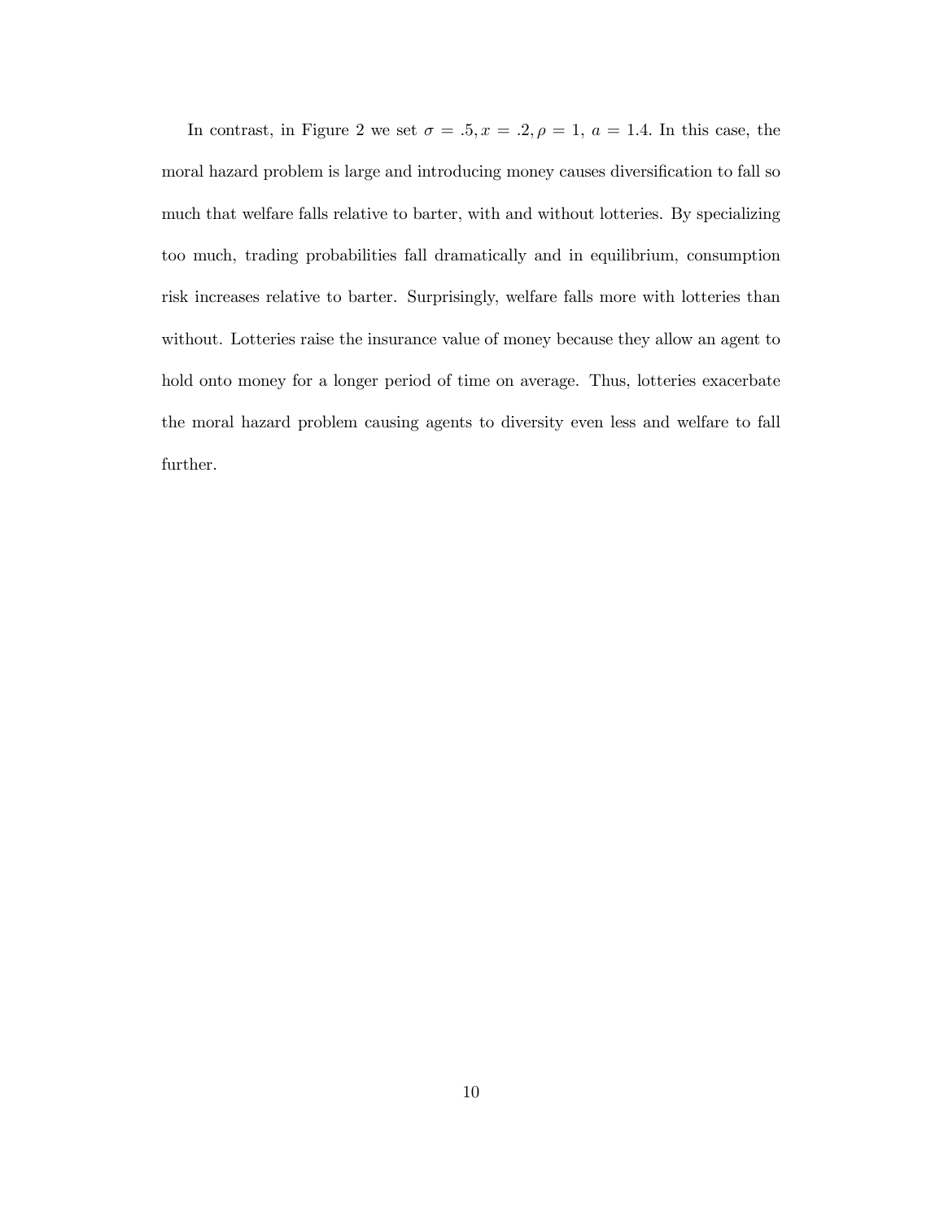In contrast, in Figure 2 we set $\sigma = .5, x = .2, \rho = 1$, $a = 1.4$. In this case, the moral hazard problem is large and introducing money causes diversification to fall so much that welfare falls relative to barter, with and without lotteries. By specializing too much, trading probabilities fall dramatically and in equilibrium, consumption risk increases relative to barter. Surprisingly, welfare falls more with lotteries than without. Lotteries raise the insurance value of money because they allow an agent to hold onto money for a longer period of time on average. Thus, lotteries exacerbate the moral hazard problem causing agents to diversity even less and welfare to fall further.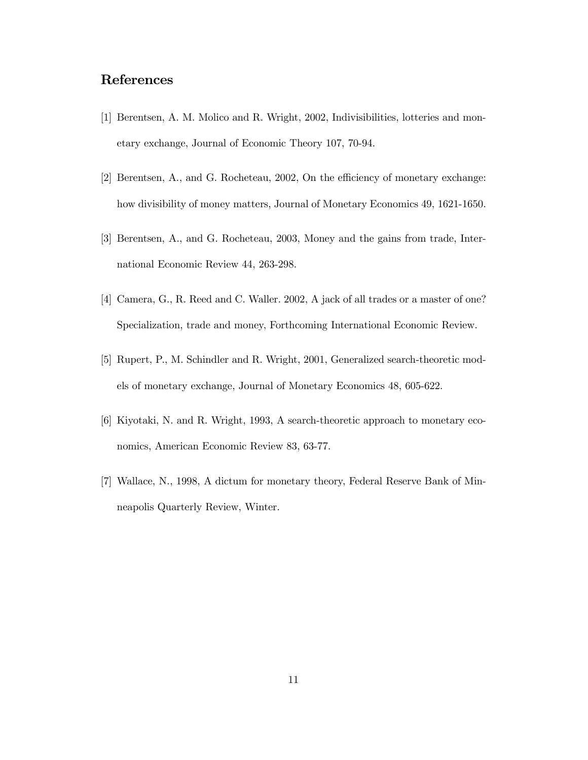## References

[1] Berentsen, A. M. Molico and R. Wright, 2002, Indivisibilities, lotteries and monetary exchange, Journal of Economic Theory 107, 70-94.

[2] Berentsen, A., and G. Rocheteau, 2002, On the efficiency of monetary exchange: how divisibility of money matters, Journal of Monetary Economics 49, 1621-1650.

[3] Berentsen, A., and G. Rocheteau, 2003, Money and the gains from trade, International Economic Review 44, 263-298.

[4] Camera, G., R. Reed and C. Waller. 2002, A jack of all trades or a master of one? Specialization, trade and money, Forthcoming International Economic Review.

[5] Rupert, P., M. Schindler and R. Wright, 2001, Generalized search-theoretic models of monetary exchange, Journal of Monetary Economics 48, 605-622.

[6] Kiyotaki, N. and R. Wright, 1993, A search-theoretic approach to monetary economics, American Economic Review 83, 63-77.

[7] Wallace, N., 1998, A dictum for monetary theory, Federal Reserve Bank of Minneapolis Quarterly Review, Winter.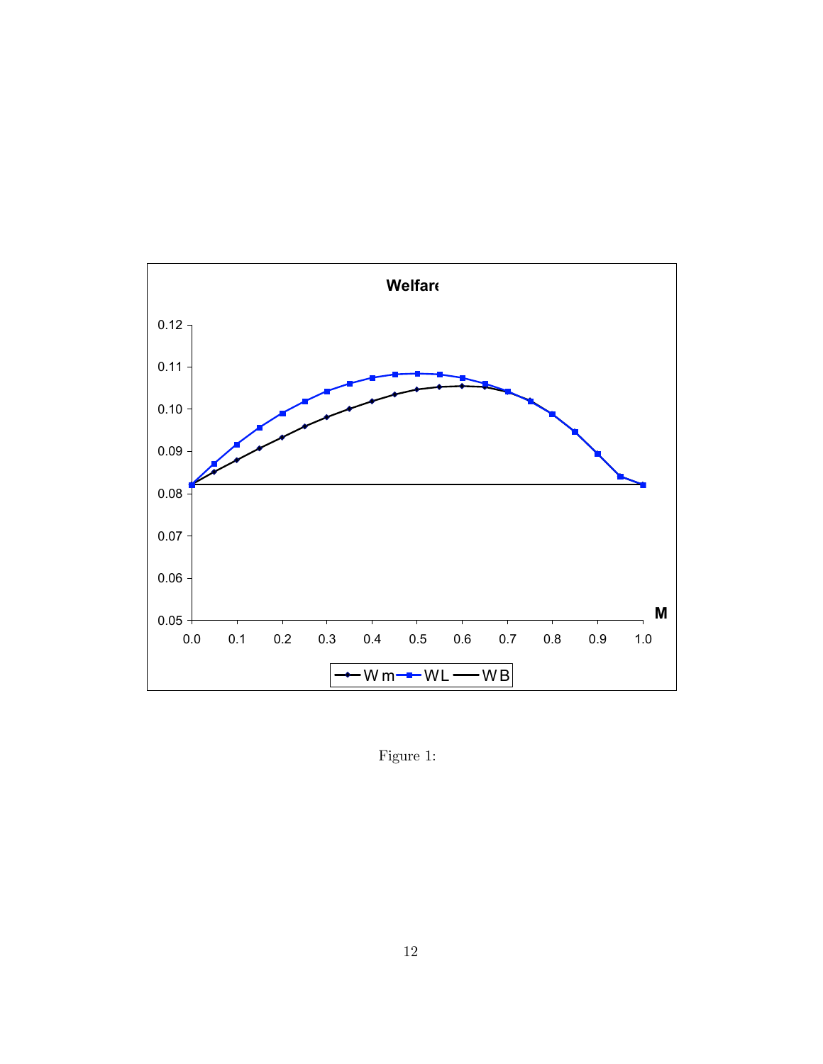Figure 1: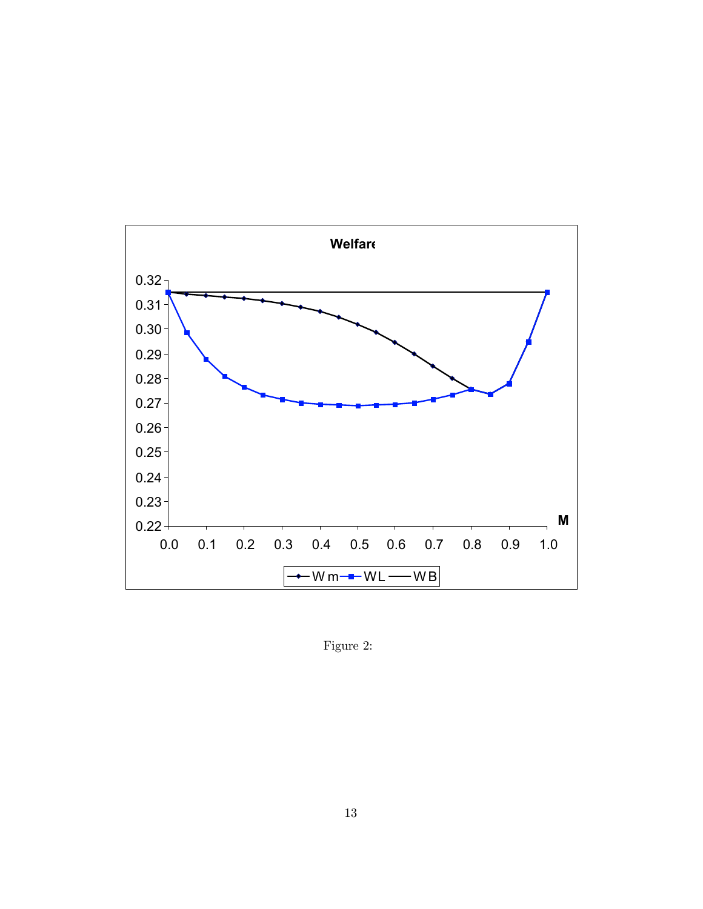Welfare

0.32
0.31
0.30
0.29
0.28
0.27
0.26
0.25
0.24
0.23
0.22

M

0.0 0.1 0.2 0.3 0.4 0.5 0.6 0.7 0.8 0.9 1.0

W m   WL   WB

Figure 2: